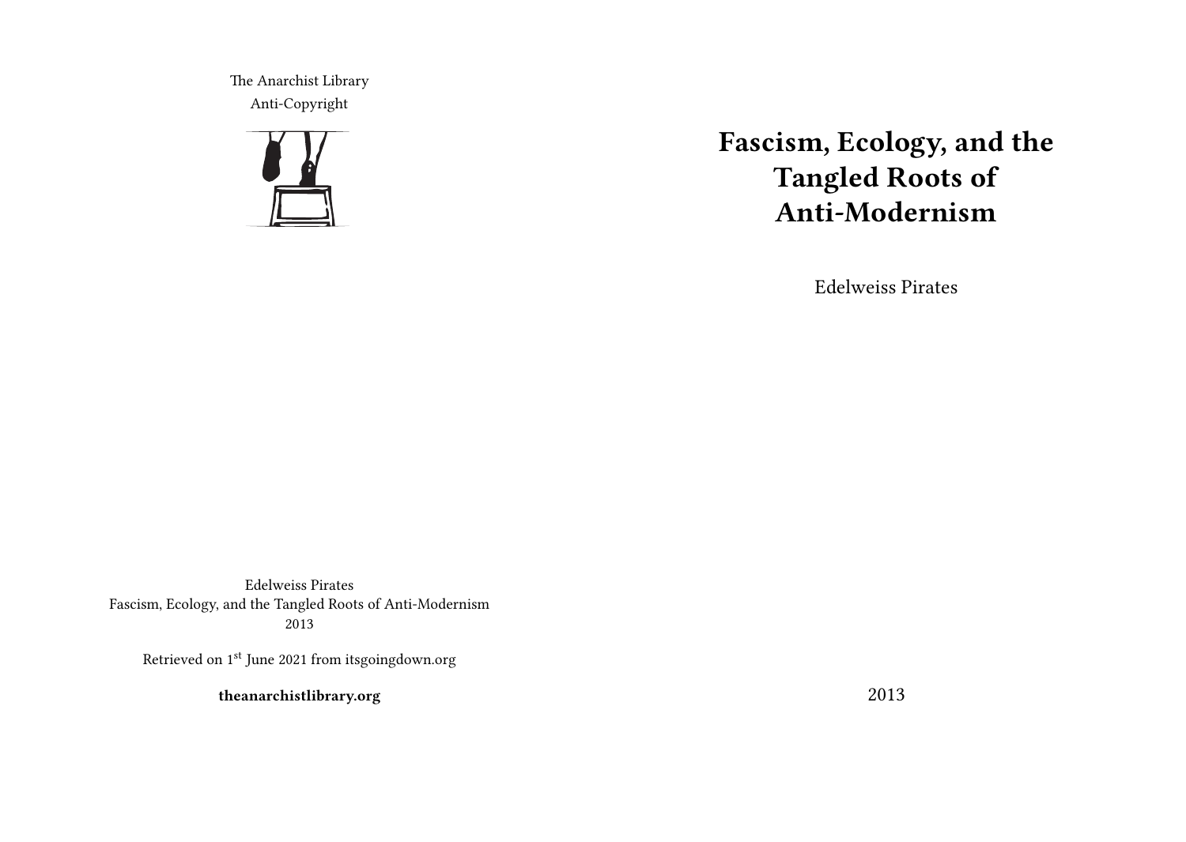The Anarchist Library
Anti-Copyright

# Fascism, Ecology, and the Tangled Roots of Anti-Modernism

Edelweiss Pirates

2013

Edelweiss Pirates
Fascism, Ecology, and the Tangled Roots of Anti-Modernism
2013

Retrieved on 1st June 2021 from itsgoingdown.org

**theanarchistlibrary.org**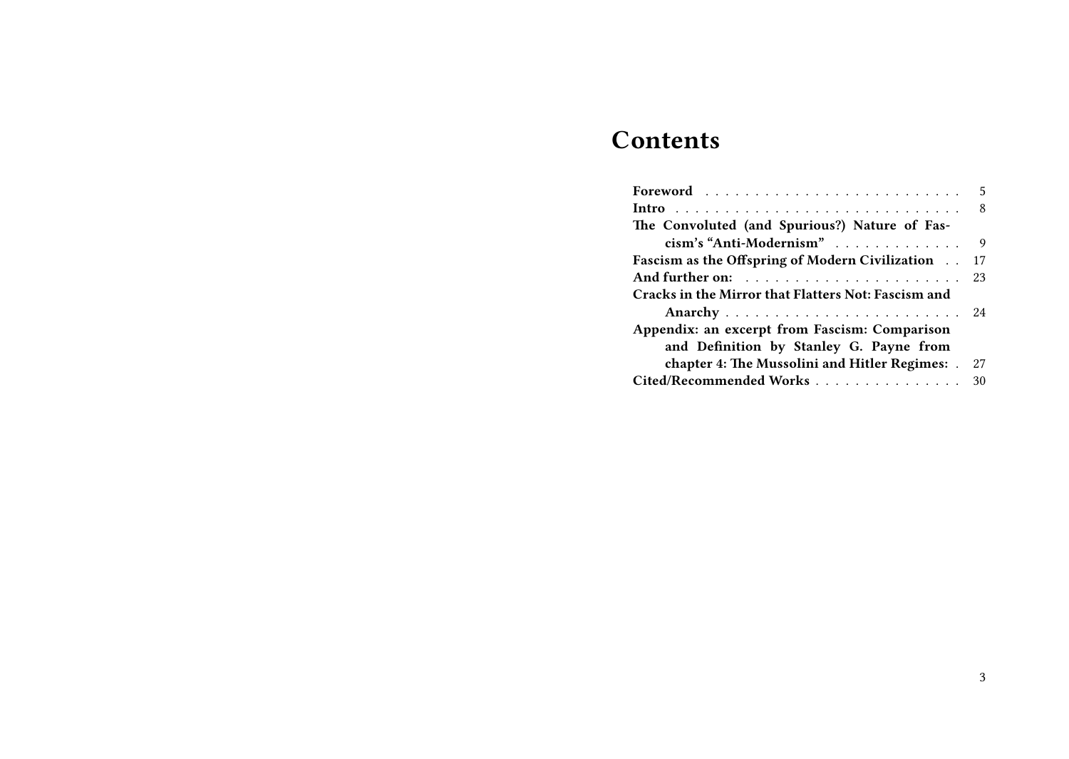# Contents

- **Foreword** . . . . . . . . . . 5
- **Intro** . . . . . . . . . . 8
- **The Convoluted (and Spurious?) Nature of Fascism's "Anti-Modernism"** . . . . . . . . . . 9
- **Fascism as the Offspring of Modern Civilization** . . 17
- **And further on:** . . . . . . . . . . 23
- **Cracks in the Mirror that Flatters Not: Fascism and Anarchy** . . . . . . . . . . 24
- **Appendix: an excerpt from Fascism: Comparison and Definition by Stanley G. Payne from chapter 4: The Mussolini and Hitler Regimes:** . 27
- **Cited/Recommended Works** . . . . . . . . . . 30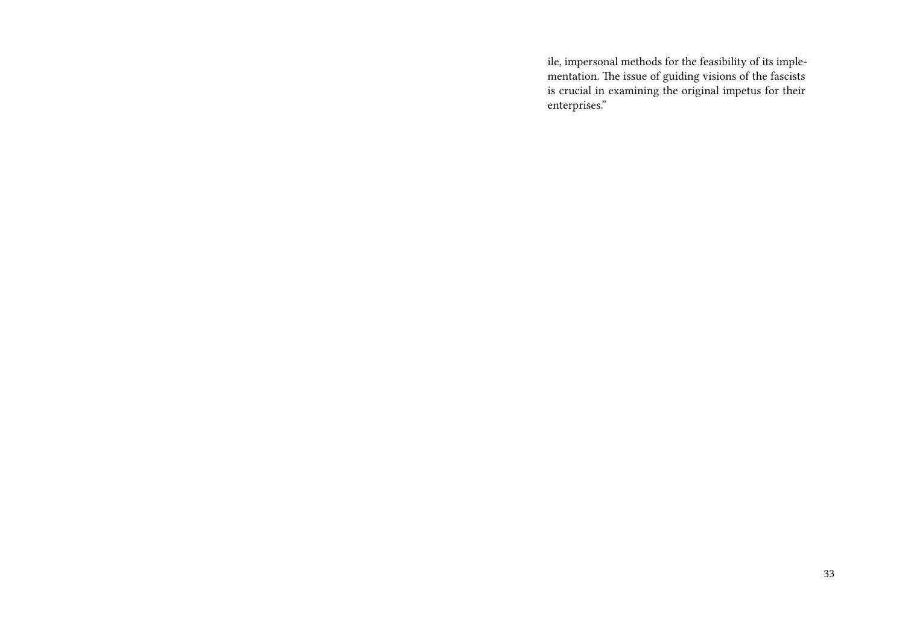ile, impersonal methods for the feasibility of its implementation. The issue of guiding visions of the fascists is crucial in examining the original impetus for their enterprises."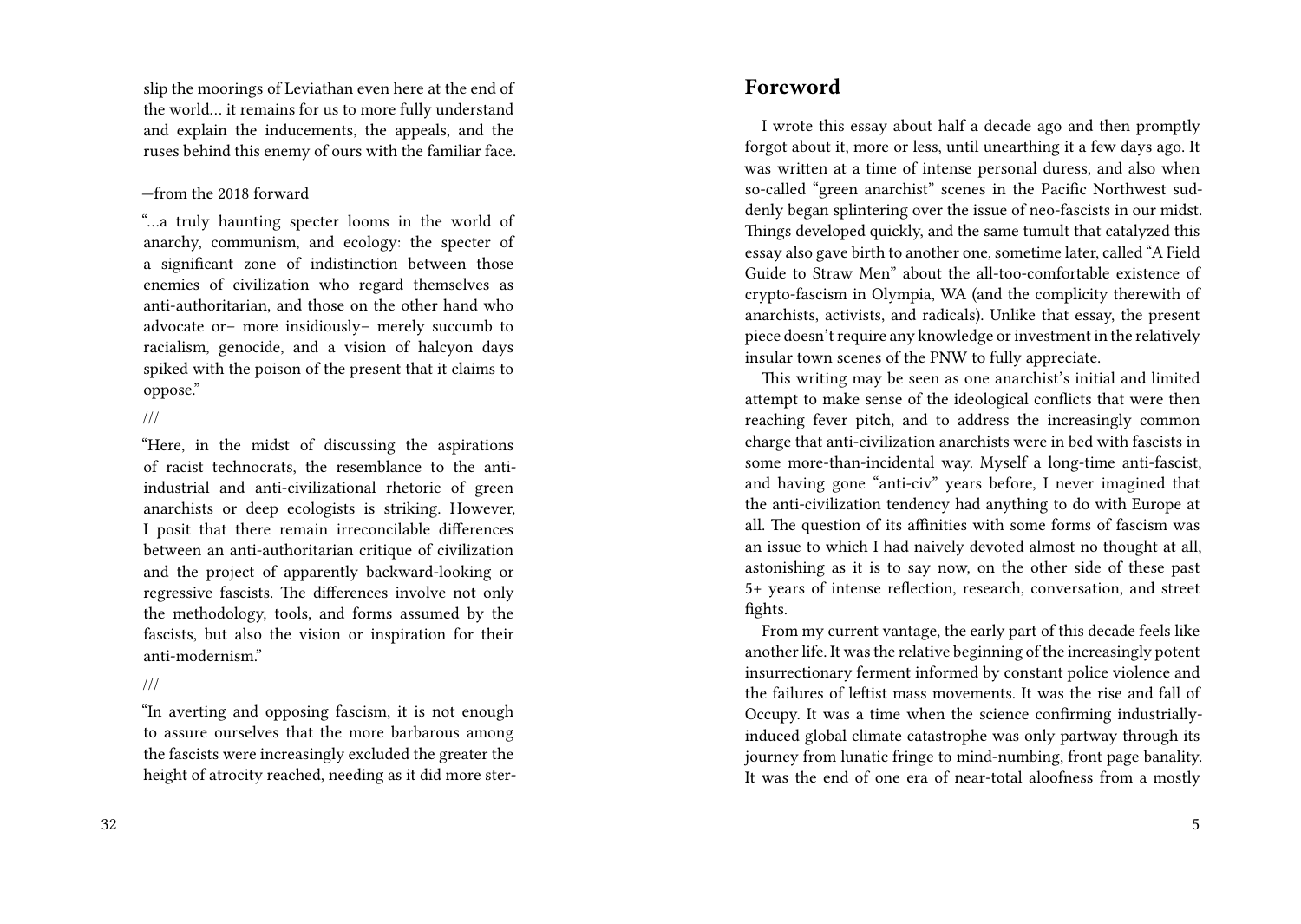slip the moorings of Leviathan even here at the end of the world… it remains for us to more fully understand and explain the inducements, the appeals, and the ruses behind this enemy of ours with the familiar face.

—from the 2018 forward

"…a truly haunting specter looms in the world of anarchy, communism, and ecology: the specter of a significant zone of indistinction between those enemies of civilization who regard themselves as anti-authoritarian, and those on the other hand who advocate or– more insidiously– merely succumb to racialism, genocide, and a vision of halcyon days spiked with the poison of the present that it claims to oppose."

///

"Here, in the midst of discussing the aspirations of racist technocrats, the resemblance to the anti-industrial and anti-civilizational rhetoric of green anarchists or deep ecologists is striking. However, I posit that there remain irreconcilable differences between an anti-authoritarian critique of civilization and the project of apparently backward-looking or regressive fascists. The differences involve not only the methodology, tools, and forms assumed by the fascists, but also the vision or inspiration for their anti-modernism."

///

"In averting and opposing fascism, it is not enough to assure ourselves that the more barbarous among the fascists were increasingly excluded the greater the height of atrocity reached, needing as it did more ster-

## Foreword

I wrote this essay about half a decade ago and then promptly forgot about it, more or less, until unearthing it a few days ago. It was written at a time of intense personal duress, and also when so-called "green anarchist" scenes in the Pacific Northwest suddenly began splintering over the issue of neo-fascists in our midst. Things developed quickly, and the same tumult that catalyzed this essay also gave birth to another one, sometime later, called "A Field Guide to Straw Men" about the all-too-comfortable existence of crypto-fascism in Olympia, WA (and the complicity therewith of anarchists, activists, and radicals). Unlike that essay, the present piece doesn't require any knowledge or investment in the relatively insular town scenes of the PNW to fully appreciate.

This writing may be seen as one anarchist's initial and limited attempt to make sense of the ideological conflicts that were then reaching fever pitch, and to address the increasingly common charge that anti-civilization anarchists were in bed with fascists in some more-than-incidental way. Myself a long-time anti-fascist, and having gone "anti-civ" years before, I never imagined that the anti-civilization tendency had anything to do with Europe at all. The question of its affinities with some forms of fascism was an issue to which I had naively devoted almost no thought at all, astonishing as it is to say now, on the other side of these past 5+ years of intense reflection, research, conversation, and street fights.

From my current vantage, the early part of this decade feels like another life. It was the relative beginning of the increasingly potent insurrectionary ferment informed by constant police violence and the failures of leftist mass movements. It was the rise and fall of Occupy. It was a time when the science confirming industrially-induced global climate catastrophe was only partway through its journey from lunatic fringe to mind-numbing, front page banality. It was the end of one era of near-total aloofness from a mostly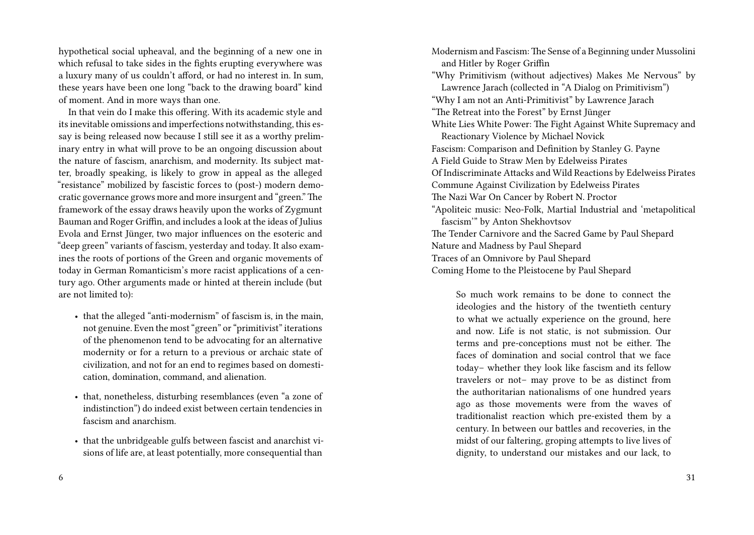hypothetical social upheaval, and the beginning of a new one in which refusal to take sides in the fights erupting everywhere was a luxury many of us couldn't afford, or had no interest in. In sum, these years have been one long "back to the drawing board" kind of moment. And in more ways than one.

In that vein do I make this offering. With its academic style and its inevitable omissions and imperfections notwithstanding, this essay is being released now because I still see it as a worthy preliminary entry in what will prove to be an ongoing discussion about the nature of fascism, anarchism, and modernity. Its subject matter, broadly speaking, is likely to grow in appeal as the alleged "resistance" mobilized by fascistic forces to (post-) modern democratic governance grows more and more insurgent and "green." The framework of the essay draws heavily upon the works of Zygmunt Bauman and Roger Griffin, and includes a look at the ideas of Julius Evola and Ernst Jünger, two major influences on the esoteric and "deep green" variants of fascism, yesterday and today. It also examines the roots of portions of the Green and organic movements of today in German Romanticism's more racist applications of a century ago. Other arguments made or hinted at therein include (but are not limited to):

- that the alleged "anti-modernism" of fascism is, in the main, not genuine. Even the most "green" or "primitivist" iterations of the phenomenon tend to be advocating for an alternative modernity or for a return to a previous or archaic state of civilization, and not for an end to regimes based on domestication, domination, command, and alienation.
- that, nonetheless, disturbing resemblances (even "a zone of indistinction") do indeed exist between certain tendencies in fascism and anarchism.
- that the unbridgeable gulfs between fascist and anarchist visions of life are, at least potentially, more consequential than

Modernism and Fascism: The Sense of a Beginning under Mussolini and Hitler by Roger Griffin
"Why Primitivism (without adjectives) Makes Me Nervous" by Lawrence Jarach (collected in "A Dialog on Primitivism")
"Why I am not an Anti-Primitivist" by Lawrence Jarach
"The Retreat into the Forest" by Ernst Jünger
White Lies White Power: The Fight Against White Supremacy and Reactionary Violence by Michael Novick
Fascism: Comparison and Definition by Stanley G. Payne
A Field Guide to Straw Men by Edelweiss Pirates
Of Indiscriminate Attacks and Wild Reactions by Edelweiss Pirates
Commune Against Civilization by Edelweiss Pirates
The Nazi War On Cancer by Robert N. Proctor
"Apoliteic music: Neo-Folk, Martial Industrial and 'metapolitical fascism'" by Anton Shekhovtsov
The Tender Carnivore and the Sacred Game by Paul Shepard
Nature and Madness by Paul Shepard
Traces of an Omnivore by Paul Shepard
Coming Home to the Pleistocene by Paul Shepard

> So much work remains to be done to connect the ideologies and the history of the twentieth century to what we actually experience on the ground, here and now. Life is not static, is not submission. Our terms and pre-conceptions must not be either. The faces of domination and social control that we face today– whether they look like fascism and its fellow travelers or not– may prove to be as distinct from the authoritarian nationalisms of one hundred years ago as those movements were from the waves of traditionalist reaction which pre-existed them by a century. In between our battles and recoveries, in the midst of our faltering, groping attempts to live lives of dignity, to understand our mistakes and our lack, to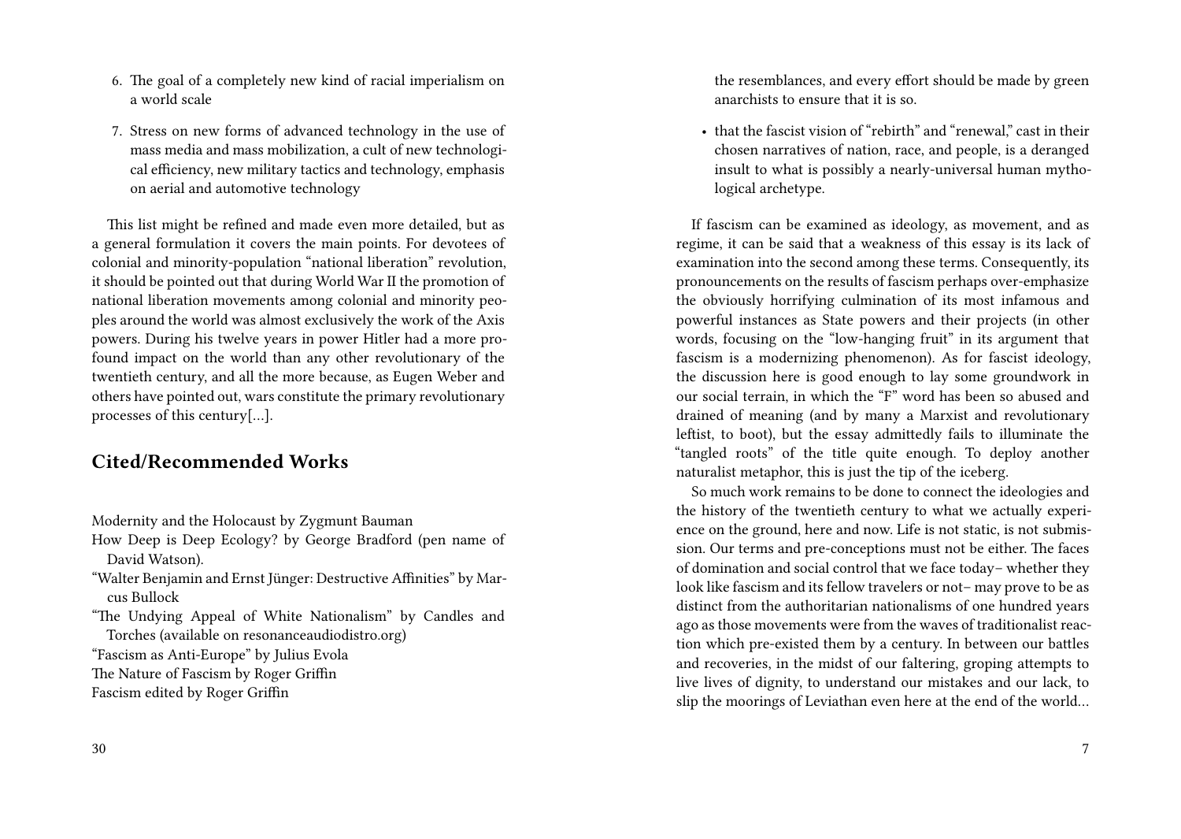6. The goal of a completely new kind of racial imperialism on a world scale

7. Stress on new forms of advanced technology in the use of mass media and mass mobilization, a cult of new technological efficiency, new military tactics and technology, emphasis on aerial and automotive technology

This list might be refined and made even more detailed, but as a general formulation it covers the main points. For devotees of colonial and minority-population "national liberation" revolution, it should be pointed out that during World War II the promotion of national liberation movements among colonial and minority peoples around the world was almost exclusively the work of the Axis powers. During his twelve years in power Hitler had a more profound impact on the world than any other revolutionary of the twentieth century, and all the more because, as Eugen Weber and others have pointed out, wars constitute the primary revolutionary processes of this century[…].

## Cited/Recommended Works

Modernity and the Holocaust by Zygmunt Bauman

How Deep is Deep Ecology? by George Bradford (pen name of David Watson).

"Walter Benjamin and Ernst Jünger: Destructive Affinities" by Marcus Bullock

"The Undying Appeal of White Nationalism" by Candles and Torches (available on resonanceaudiodistro.org)

"Fascism as Anti-Europe" by Julius Evola

The Nature of Fascism by Roger Griffin

Fascism edited by Roger Griffin

the resemblances, and every effort should be made by green anarchists to ensure that it is so.

- that the fascist vision of "rebirth" and "renewal," cast in their chosen narratives of nation, race, and people, is a deranged insult to what is possibly a nearly-universal human mythological archetype.

If fascism can be examined as ideology, as movement, and as regime, it can be said that a weakness of this essay is its lack of examination into the second among these terms. Consequently, its pronouncements on the results of fascism perhaps over-emphasize the obviously horrifying culmination of its most infamous and powerful instances as State powers and their projects (in other words, focusing on the "low-hanging fruit" in its argument that fascism is a modernizing phenomenon). As for fascist ideology, the discussion here is good enough to lay some groundwork in our social terrain, in which the "F" word has been so abused and drained of meaning (and by many a Marxist and revolutionary leftist, to boot), but the essay admittedly fails to illuminate the "tangled roots" of the title quite enough. To deploy another naturalist metaphor, this is just the tip of the iceberg.

So much work remains to be done to connect the ideologies and the history of the twentieth century to what we actually experience on the ground, here and now. Life is not static, is not submission. Our terms and pre-conceptions must not be either. The faces of domination and social control that we face today– whether they look like fascism and its fellow travelers or not– may prove to be as distinct from the authoritarian nationalisms of one hundred years ago as those movements were from the waves of traditionalist reaction which pre-existed them by a century. In between our battles and recoveries, in the midst of our faltering, groping attempts to live lives of dignity, to understand our mistakes and our lack, to slip the moorings of Leviathan even here at the end of the world…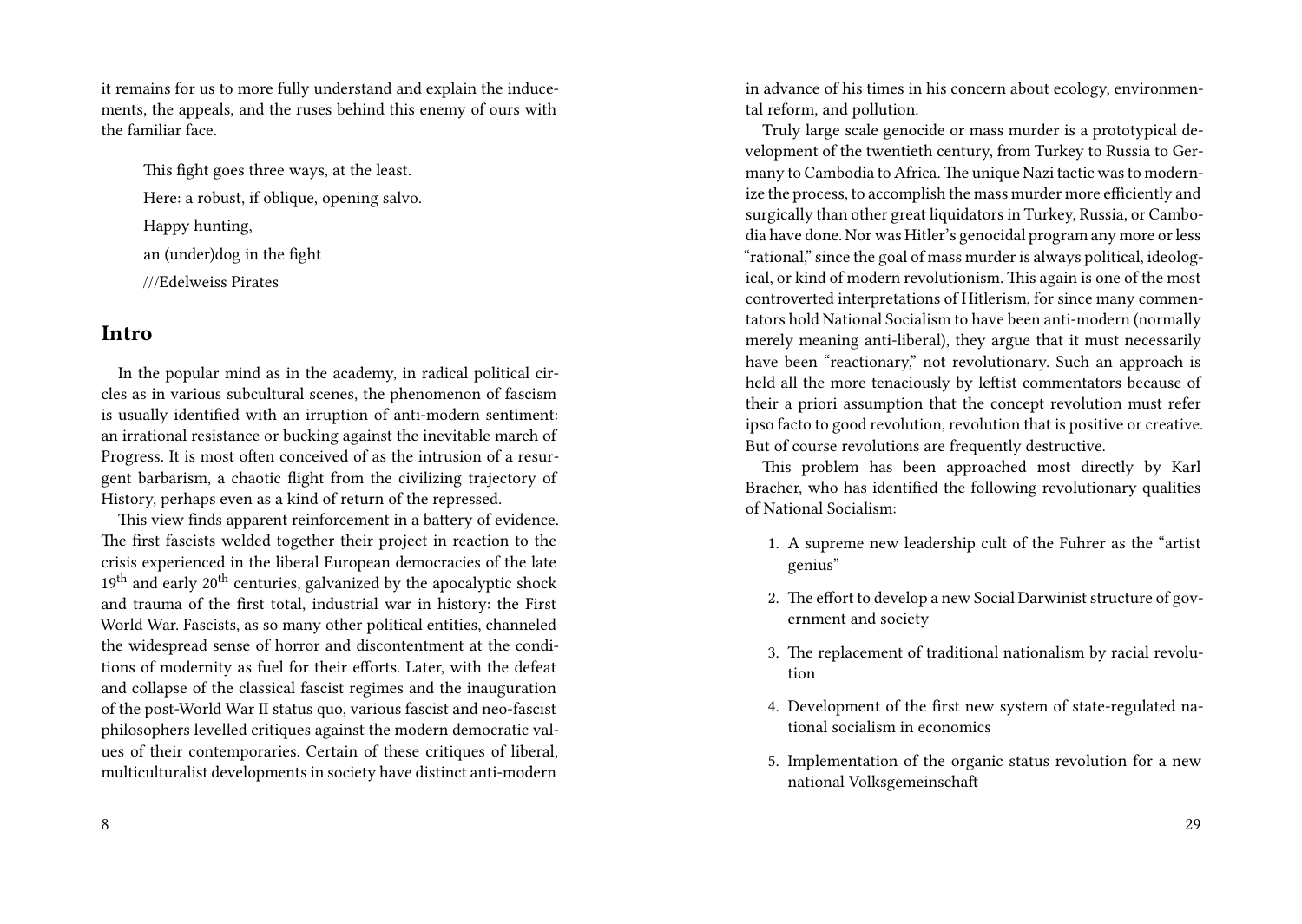it remains for us to more fully understand and explain the inducements, the appeals, and the ruses behind this enemy of ours with the familiar face.

This fight goes three ways, at the least.

Here: a robust, if oblique, opening salvo.

Happy hunting,

an (under)dog in the fight

///Edelweiss Pirates

## Intro

In the popular mind as in the academy, in radical political circles as in various subcultural scenes, the phenomenon of fascism is usually identified with an irruption of anti-modern sentiment: an irrational resistance or bucking against the inevitable march of Progress. It is most often conceived of as the intrusion of a resurgent barbarism, a chaotic flight from the civilizing trajectory of History, perhaps even as a kind of return of the repressed.

This view finds apparent reinforcement in a battery of evidence. The first fascists welded together their project in reaction to the crisis experienced in the liberal European democracies of the late 19th and early 20th centuries, galvanized by the apocalyptic shock and trauma of the first total, industrial war in history: the First World War. Fascists, as so many other political entities, channeled the widespread sense of horror and discontentment at the conditions of modernity as fuel for their efforts. Later, with the defeat and collapse of the classical fascist regimes and the inauguration of the post-World War II status quo, various fascist and neo-fascist philosophers levelled critiques against the modern democratic values of their contemporaries. Certain of these critiques of liberal, multiculturalist developments in society have distinct anti-modern

in advance of his times in his concern about ecology, environmental reform, and pollution.

Truly large scale genocide or mass murder is a prototypical development of the twentieth century, from Turkey to Russia to Germany to Cambodia to Africa. The unique Nazi tactic was to modernize the process, to accomplish the mass murder more efficiently and surgically than other great liquidators in Turkey, Russia, or Cambodia have done. Nor was Hitler's genocidal program any more or less "rational," since the goal of mass murder is always political, ideological, or kind of modern revolutionism. This again is one of the most controverted interpretations of Hitlerism, for since many commentators hold National Socialism to have been anti-modern (normally merely meaning anti-liberal), they argue that it must necessarily have been "reactionary," not revolutionary. Such an approach is held all the more tenaciously by leftist commentators because of their a priori assumption that the concept revolution must refer ipso facto to good revolution, revolution that is positive or creative. But of course revolutions are frequently destructive.

This problem has been approached most directly by Karl Bracher, who has identified the following revolutionary qualities of National Socialism:

1. A supreme new leadership cult of the Fuhrer as the "artist genius"
2. The effort to develop a new Social Darwinist structure of government and society
3. The replacement of traditional nationalism by racial revolution
4. Development of the first new system of state-regulated national socialism in economics
5. Implementation of the organic status revolution for a new national Volksgemeinschaft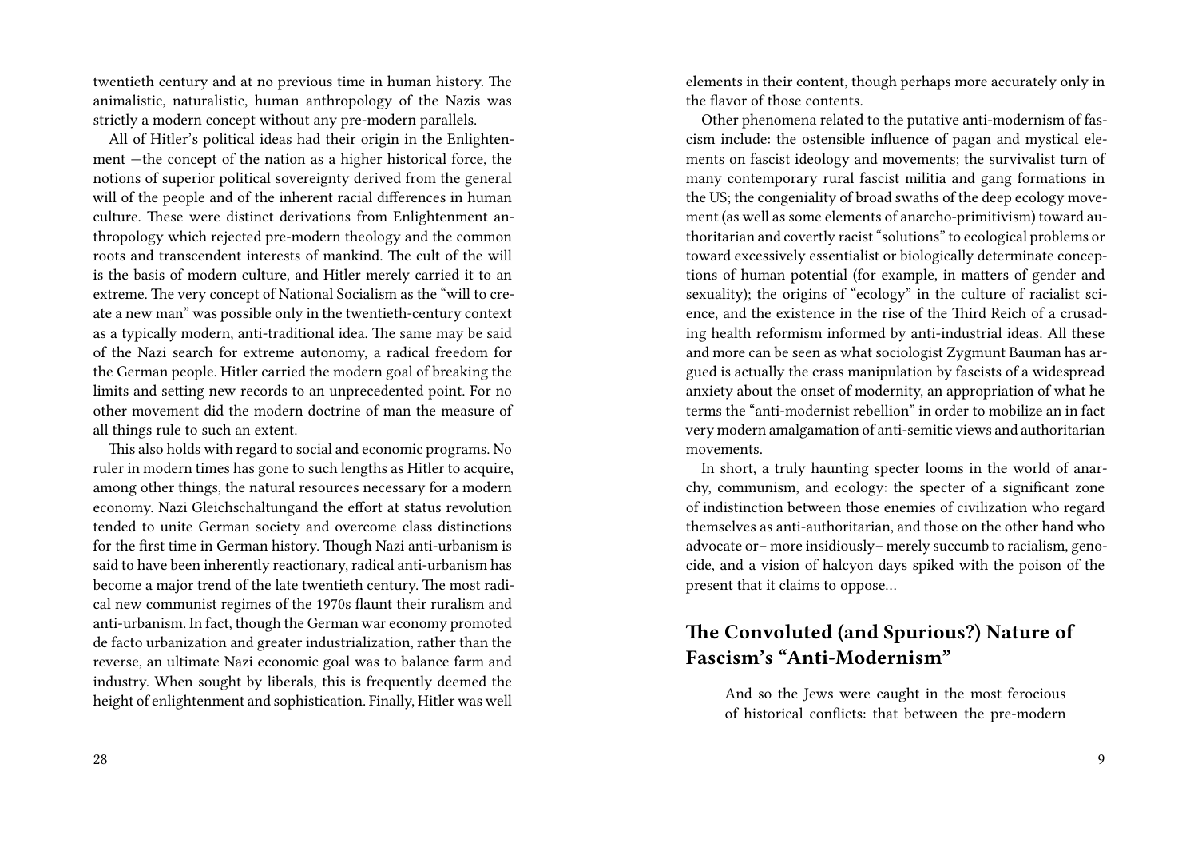twentieth century and at no previous time in human history. The animalistic, naturalistic, human anthropology of the Nazis was strictly a modern concept without any pre-modern parallels.

All of Hitler's political ideas had their origin in the Enlightenment —the concept of the nation as a higher historical force, the notions of superior political sovereignty derived from the general will of the people and of the inherent racial differences in human culture. These were distinct derivations from Enlightenment anthropology which rejected pre-modern theology and the common roots and transcendent interests of mankind. The cult of the will is the basis of modern culture, and Hitler merely carried it to an extreme. The very concept of National Socialism as the "will to create a new man" was possible only in the twentieth-century context as a typically modern, anti-traditional idea. The same may be said of the Nazi search for extreme autonomy, a radical freedom for the German people. Hitler carried the modern goal of breaking the limits and setting new records to an unprecedented point. For no other movement did the modern doctrine of man the measure of all things rule to such an extent.

This also holds with regard to social and economic programs. No ruler in modern times has gone to such lengths as Hitler to acquire, among other things, the natural resources necessary for a modern economy. Nazi Gleichschaltungand the effort at status revolution tended to unite German society and overcome class distinctions for the first time in German history. Though Nazi anti-urbanism is said to have been inherently reactionary, radical anti-urbanism has become a major trend of the late twentieth century. The most radical new communist regimes of the 1970s flaunt their ruralism and anti-urbanism. In fact, though the German war economy promoted de facto urbanization and greater industrialization, rather than the reverse, an ultimate Nazi economic goal was to balance farm and industry. When sought by liberals, this is frequently deemed the height of enlightenment and sophistication. Finally, Hitler was well

elements in their content, though perhaps more accurately only in the flavor of those contents.

Other phenomena related to the putative anti-modernism of fascism include: the ostensible influence of pagan and mystical elements on fascist ideology and movements; the survivalist turn of many contemporary rural fascist militia and gang formations in the US; the congeniality of broad swaths of the deep ecology movement (as well as some elements of anarcho-primitivism) toward authoritarian and covertly racist "solutions" to ecological problems or toward excessively essentialist or biologically determinate conceptions of human potential (for example, in matters of gender and sexuality); the origins of "ecology" in the culture of racialist science, and the existence in the rise of the Third Reich of a crusading health reformism informed by anti-industrial ideas. All these and more can be seen as what sociologist Zygmunt Bauman has argued is actually the crass manipulation by fascists of a widespread anxiety about the onset of modernity, an appropriation of what he terms the "anti-modernist rebellion" in order to mobilize an in fact very modern amalgamation of anti-semitic views and authoritarian movements.

In short, a truly haunting specter looms in the world of anarchy, communism, and ecology: the specter of a significant zone of indistinction between those enemies of civilization who regard themselves as anti-authoritarian, and those on the other hand who advocate or– more insidiously– merely succumb to racialism, genocide, and a vision of halcyon days spiked with the poison of the present that it claims to oppose…

## The Convoluted (and Spurious?) Nature of Fascism's "Anti-Modernism"

> And so the Jews were caught in the most ferocious of historical conflicts: that between the pre-modern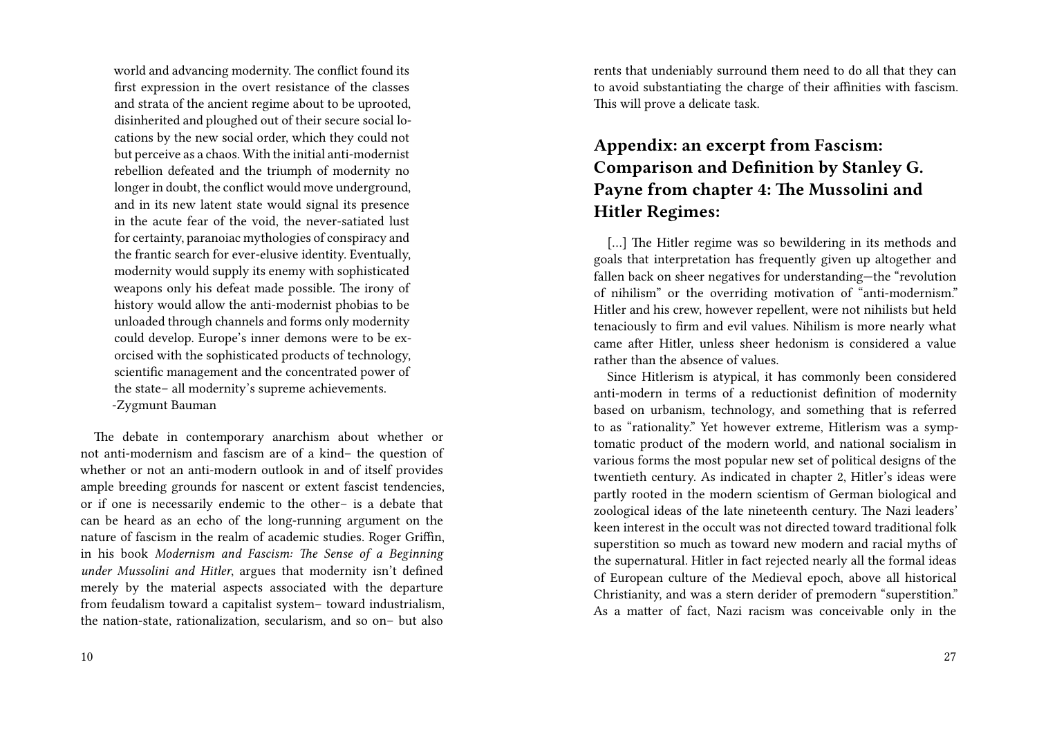world and advancing modernity. The conflict found its first expression in the overt resistance of the classes and strata of the ancient regime about to be uprooted, disinherited and ploughed out of their secure social locations by the new social order, which they could not but perceive as a chaos. With the initial anti-modernist rebellion defeated and the triumph of modernity no longer in doubt, the conflict would move underground, and in its new latent state would signal its presence in the acute fear of the void, the never-satiated lust for certainty, paranoiac mythologies of conspiracy and the frantic search for ever-elusive identity. Eventually, modernity would supply its enemy with sophisticated weapons only his defeat made possible. The irony of history would allow the anti-modernist phobias to be unloaded through channels and forms only modernity could develop. Europe's inner demons were to be exorcised with the sophisticated products of technology, scientific management and the concentrated power of the state– all modernity's supreme achievements.
-Zygmunt Bauman

The debate in contemporary anarchism about whether or not anti-modernism and fascism are of a kind– the question of whether or not an anti-modern outlook in and of itself provides ample breeding grounds for nascent or extent fascist tendencies, or if one is necessarily endemic to the other– is a debate that can be heard as an echo of the long-running argument on the nature of fascism in the realm of academic studies. Roger Griffin, in his book *Modernism and Fascism: The Sense of a Beginning under Mussolini and Hitler*, argues that modernity isn't defined merely by the material aspects associated with the departure from feudalism toward a capitalist system– toward industrialism, the nation-state, rationalization, secularism, and so on– but also

rents that undeniably surround them need to do all that they can to avoid substantiating the charge of their affinities with fascism. This will prove a delicate task.

## Appendix: an excerpt from Fascism: Comparison and Definition by Stanley G. Payne from chapter 4: The Mussolini and Hitler Regimes:

[…] The Hitler regime was so bewildering in its methods and goals that interpretation has frequently given up altogether and fallen back on sheer negatives for understanding—the "revolution of nihilism" or the overriding motivation of "anti-modernism." Hitler and his crew, however repellent, were not nihilists but held tenaciously to firm and evil values. Nihilism is more nearly what came after Hitler, unless sheer hedonism is considered a value rather than the absence of values.

Since Hitlerism is atypical, it has commonly been considered anti-modern in terms of a reductionist definition of modernity based on urbanism, technology, and something that is referred to as "rationality." Yet however extreme, Hitlerism was a symptomatic product of the modern world, and national socialism in various forms the most popular new set of political designs of the twentieth century. As indicated in chapter 2, Hitler's ideas were partly rooted in the modern scientism of German biological and zoological ideas of the late nineteenth century. The Nazi leaders' keen interest in the occult was not directed toward traditional folk superstition so much as toward new modern and racial myths of the supernatural. Hitler in fact rejected nearly all the formal ideas of European culture of the Medieval epoch, above all historical Christianity, and was a stern derider of premodern "superstition." As a matter of fact, Nazi racism was conceivable only in the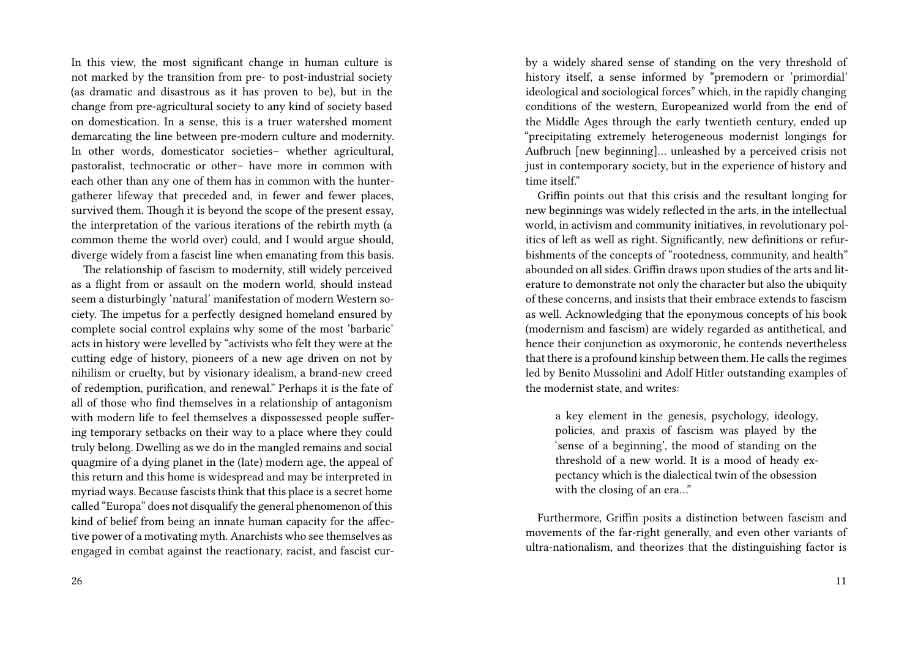In this view, the most significant change in human culture is not marked by the transition from pre- to post-industrial society (as dramatic and disastrous as it has proven to be), but in the change from pre-agricultural society to any kind of society based on domestication. In a sense, this is a truer watershed moment demarcating the line between pre-modern culture and modernity. In other words, domesticator societies– whether agricultural, pastoralist, technocratic or other– have more in common with each other than any one of them has in common with the hunter-gatherer lifeway that preceded and, in fewer and fewer places, survived them. Though it is beyond the scope of the present essay, the interpretation of the various iterations of the rebirth myth (a common theme the world over) could, and I would argue should, diverge widely from a fascist line when emanating from this basis.

The relationship of fascism to modernity, still widely perceived as a flight from or assault on the modern world, should instead seem a disturbingly 'natural' manifestation of modern Western society. The impetus for a perfectly designed homeland ensured by complete social control explains why some of the most 'barbaric' acts in history were levelled by "activists who felt they were at the cutting edge of history, pioneers of a new age driven on not by nihilism or cruelty, but by visionary idealism, a brand-new creed of redemption, purification, and renewal." Perhaps it is the fate of all of those who find themselves in a relationship of antagonism with modern life to feel themselves a dispossessed people suffering temporary setbacks on their way to a place where they could truly belong. Dwelling as we do in the mangled remains and social quagmire of a dying planet in the (late) modern age, the appeal of this return and this home is widespread and may be interpreted in myriad ways. Because fascists think that this place is a secret home called "Europa" does not disqualify the general phenomenon of this kind of belief from being an innate human capacity for the affective power of a motivating myth. Anarchists who see themselves as engaged in combat against the reactionary, racist, and fascist cur-

by a widely shared sense of standing on the very threshold of history itself, a sense informed by "premodern or 'primordial' ideological and sociological forces" which, in the rapidly changing conditions of the western, Europeanized world from the end of the Middle Ages through the early twentieth century, ended up "precipitating extremely heterogeneous modernist longings for Aufbruch [new beginning]… unleashed by a perceived crisis not just in contemporary society, but in the experience of history and time itself."

Griffin points out that this crisis and the resultant longing for new beginnings was widely reflected in the arts, in the intellectual world, in activism and community initiatives, in revolutionary politics of left as well as right. Significantly, new definitions or refurbishments of the concepts of "rootedness, community, and health" abounded on all sides. Griffin draws upon studies of the arts and literature to demonstrate not only the character but also the ubiquity of these concerns, and insists that their embrace extends to fascism as well. Acknowledging that the eponymous concepts of his book (modernism and fascism) are widely regarded as antithetical, and hence their conjunction as oxymoronic, he contends nevertheless that there is a profound kinship between them. He calls the regimes led by Benito Mussolini and Adolf Hitler outstanding examples of the modernist state, and writes:

> a key element in the genesis, psychology, ideology, policies, and praxis of fascism was played by the 'sense of a beginning', the mood of standing on the threshold of a new world. It is a mood of heady expectancy which is the dialectical twin of the obsession with the closing of an era…"

Furthermore, Griffin posits a distinction between fascism and movements of the far-right generally, and even other variants of ultra-nationalism, and theorizes that the distinguishing factor is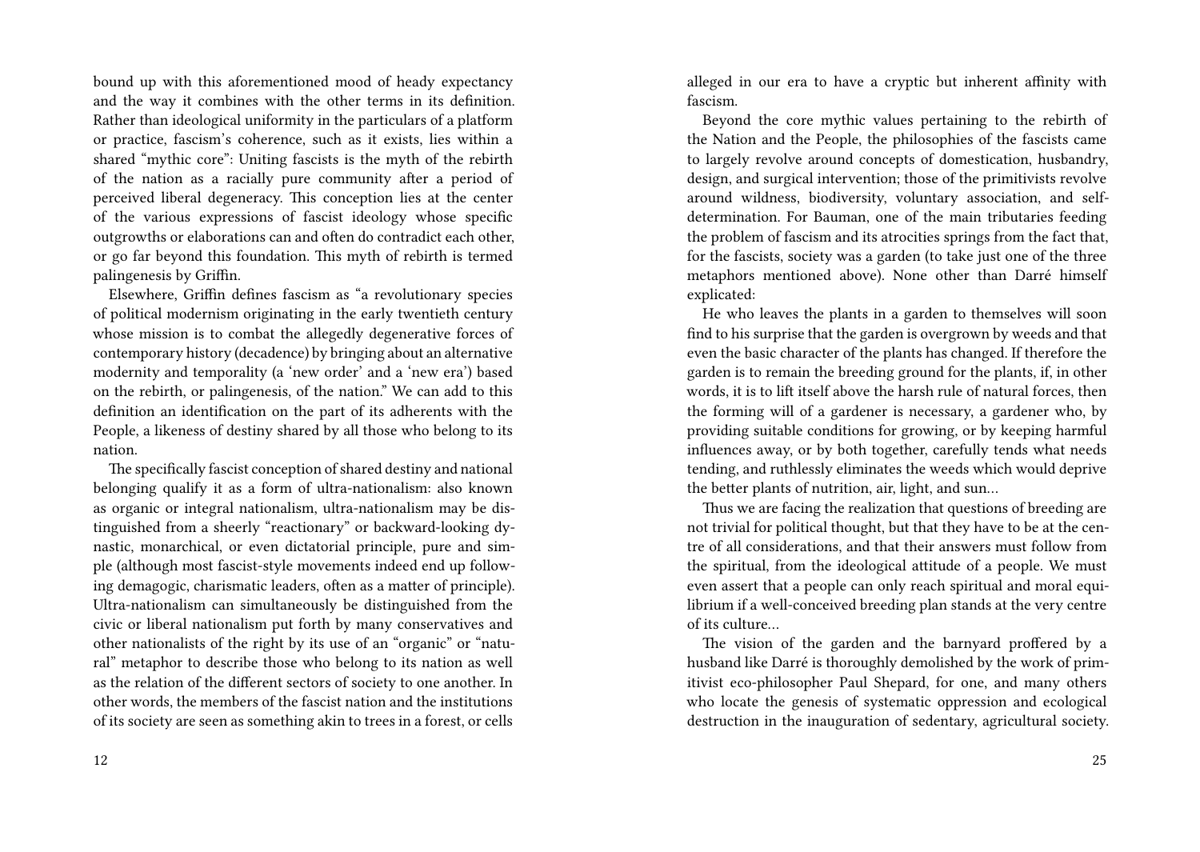bound up with this aforementioned mood of heady expectancy and the way it combines with the other terms in its definition. Rather than ideological uniformity in the particulars of a platform or practice, fascism's coherence, such as it exists, lies within a shared "mythic core": Uniting fascists is the myth of the rebirth of the nation as a racially pure community after a period of perceived liberal degeneracy. This conception lies at the center of the various expressions of fascist ideology whose specific outgrowths or elaborations can and often do contradict each other, or go far beyond this foundation. This myth of rebirth is termed palingenesis by Griffin.

Elsewhere, Griffin defines fascism as "a revolutionary species of political modernism originating in the early twentieth century whose mission is to combat the allegedly degenerative forces of contemporary history (decadence) by bringing about an alternative modernity and temporality (a 'new order' and a 'new era') based on the rebirth, or palingenesis, of the nation." We can add to this definition an identification on the part of its adherents with the People, a likeness of destiny shared by all those who belong to its nation.

The specifically fascist conception of shared destiny and national belonging qualify it as a form of ultra-nationalism: also known as organic or integral nationalism, ultra-nationalism may be distinguished from a sheerly "reactionary" or backward-looking dynastic, monarchical, or even dictatorial principle, pure and simple (although most fascist-style movements indeed end up following demagogic, charismatic leaders, often as a matter of principle). Ultra-nationalism can simultaneously be distinguished from the civic or liberal nationalism put forth by many conservatives and other nationalists of the right by its use of an "organic" or "natural" metaphor to describe those who belong to its nation as well as the relation of the different sectors of society to one another. In other words, the members of the fascist nation and the institutions of its society are seen as something akin to trees in a forest, or cells

alleged in our era to have a cryptic but inherent affinity with fascism.

Beyond the core mythic values pertaining to the rebirth of the Nation and the People, the philosophies of the fascists came to largely revolve around concepts of domestication, husbandry, design, and surgical intervention; those of the primitivists revolve around wildness, biodiversity, voluntary association, and self-determination. For Bauman, one of the main tributaries feeding the problem of fascism and its atrocities springs from the fact that, for the fascists, society was a garden (to take just one of the three metaphors mentioned above). None other than Darré himself explicated:

He who leaves the plants in a garden to themselves will soon find to his surprise that the garden is overgrown by weeds and that even the basic character of the plants has changed. If therefore the garden is to remain the breeding ground for the plants, if, in other words, it is to lift itself above the harsh rule of natural forces, then the forming will of a gardener is necessary, a gardener who, by providing suitable conditions for growing, or by keeping harmful influences away, or by both together, carefully tends what needs tending, and ruthlessly eliminates the weeds which would deprive the better plants of nutrition, air, light, and sun…

Thus we are facing the realization that questions of breeding are not trivial for political thought, but that they have to be at the centre of all considerations, and that their answers must follow from the spiritual, from the ideological attitude of a people. We must even assert that a people can only reach spiritual and moral equilibrium if a well-conceived breeding plan stands at the very centre of its culture…

The vision of the garden and the barnyard proffered by a husband like Darré is thoroughly demolished by the work of primitivist eco-philosopher Paul Shepard, for one, and many others who locate the genesis of systematic oppression and ecological destruction in the inauguration of sedentary, agricultural society.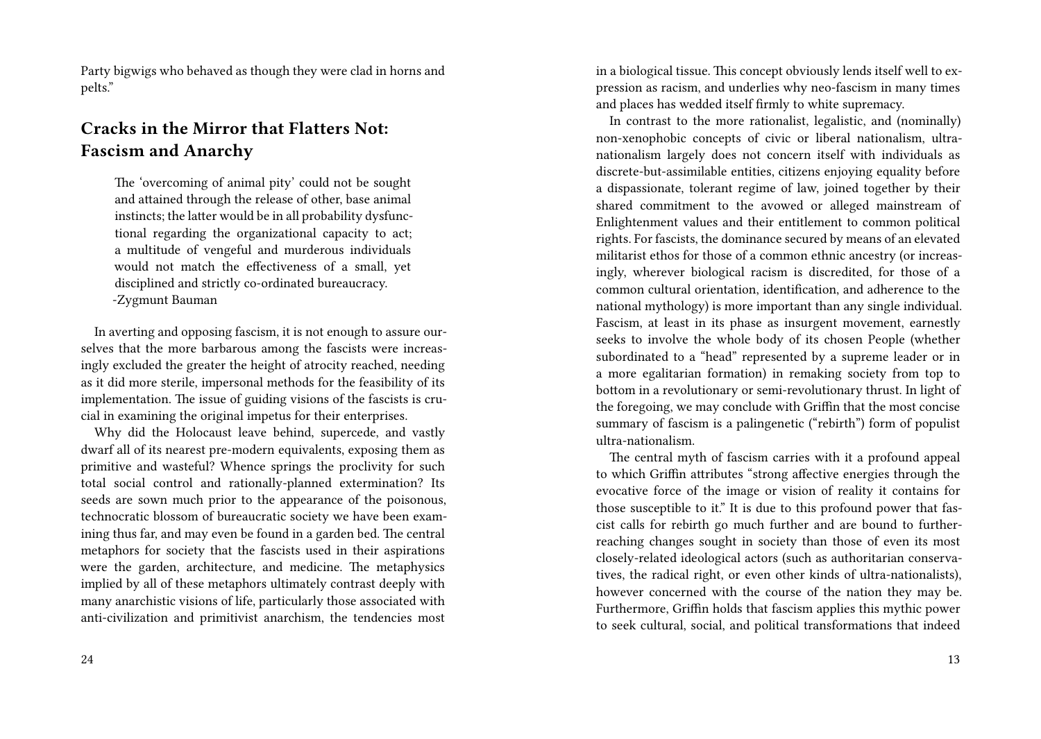Party bigwigs who behaved as though they were clad in horns and pelts."

## Cracks in the Mirror that Flatters Not: Fascism and Anarchy

> The 'overcoming of animal pity' could not be sought and attained through the release of other, base animal instincts; the latter would be in all probability dysfunctional regarding the organizational capacity to act; a multitude of vengeful and murderous individuals would not match the effectiveness of a small, yet disciplined and strictly co-ordinated bureaucracy.
> -Zygmunt Bauman

In averting and opposing fascism, it is not enough to assure ourselves that the more barbarous among the fascists were increasingly excluded the greater the height of atrocity reached, needing as it did more sterile, impersonal methods for the feasibility of its implementation. The issue of guiding visions of the fascists is crucial in examining the original impetus for their enterprises.

Why did the Holocaust leave behind, supercede, and vastly dwarf all of its nearest pre-modern equivalents, exposing them as primitive and wasteful? Whence springs the proclivity for such total social control and rationally-planned extermination? Its seeds are sown much prior to the appearance of the poisonous, technocratic blossom of bureaucratic society we have been examining thus far, and may even be found in a garden bed. The central metaphors for society that the fascists used in their aspirations were the garden, architecture, and medicine. The metaphysics implied by all of these metaphors ultimately contrast deeply with many anarchistic visions of life, particularly those associated with anti-civilization and primitivist anarchism, the tendencies most

in a biological tissue. This concept obviously lends itself well to expression as racism, and underlies why neo-fascism in many times and places has wedded itself firmly to white supremacy.

In contrast to the more rationalist, legalistic, and (nominally) non-xenophobic concepts of civic or liberal nationalism, ultranationalism largely does not concern itself with individuals as discrete-but-assimilable entities, citizens enjoying equality before a dispassionate, tolerant regime of law, joined together by their shared commitment to the avowed or alleged mainstream of Enlightenment values and their entitlement to common political rights. For fascists, the dominance secured by means of an elevated militarist ethos for those of a common ethnic ancestry (or increasingly, wherever biological racism is discredited, for those of a common cultural orientation, identification, and adherence to the national mythology) is more important than any single individual. Fascism, at least in its phase as insurgent movement, earnestly seeks to involve the whole body of its chosen People (whether subordinated to a "head" represented by a supreme leader or in a more egalitarian formation) in remaking society from top to bottom in a revolutionary or semi-revolutionary thrust. In light of the foregoing, we may conclude with Griffin that the most concise summary of fascism is a palingenetic ("rebirth") form of populist ultra-nationalism.

The central myth of fascism carries with it a profound appeal to which Griffin attributes "strong affective energies through the evocative force of the image or vision of reality it contains for those susceptible to it." It is due to this profound power that fascist calls for rebirth go much further and are bound to further-reaching changes sought in society than those of even its most closely-related ideological actors (such as authoritarian conservatives, the radical right, or even other kinds of ultra-nationalists), however concerned with the course of the nation they may be. Furthermore, Griffin holds that fascism applies this mythic power to seek cultural, social, and political transformations that indeed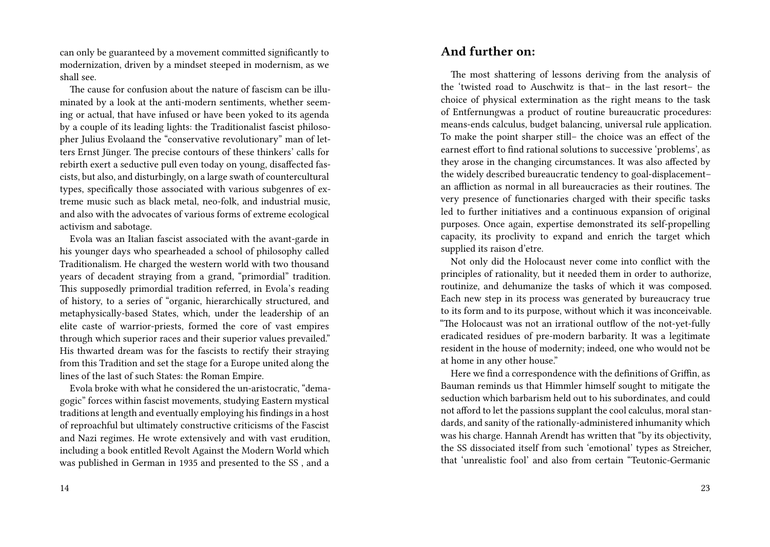can only be guaranteed by a movement committed significantly to modernization, driven by a mindset steeped in modernism, as we shall see.

The cause for confusion about the nature of fascism can be illuminated by a look at the anti-modern sentiments, whether seeming or actual, that have infused or have been yoked to its agenda by a couple of its leading lights: the Traditionalist fascist philosopher Julius Evolaand the "conservative revolutionary" man of letters Ernst Jünger. The precise contours of these thinkers' calls for rebirth exert a seductive pull even today on young, disaffected fascists, but also, and disturbingly, on a large swath of countercultural types, specifically those associated with various subgenres of extreme music such as black metal, neo-folk, and industrial music, and also with the advocates of various forms of extreme ecological activism and sabotage.

Evola was an Italian fascist associated with the avant-garde in his younger days who spearheaded a school of philosophy called Traditionalism. He charged the western world with two thousand years of decadent straying from a grand, "primordial" tradition. This supposedly primordial tradition referred, in Evola's reading of history, to a series of "organic, hierarchically structured, and metaphysically-based States, which, under the leadership of an elite caste of warrior-priests, formed the core of vast empires through which superior races and their superior values prevailed." His thwarted dream was for the fascists to rectify their straying from this Tradition and set the stage for a Europe united along the lines of the last of such States: the Roman Empire.

Evola broke with what he considered the un-aristocratic, "demagogic" forces within fascist movements, studying Eastern mystical traditions at length and eventually employing his findings in a host of reproachful but ultimately constructive criticisms of the Fascist and Nazi regimes. He wrote extensively and with vast erudition, including a book entitled Revolt Against the Modern World which was published in German in 1935 and presented to the SS , and a

## And further on:

The most shattering of lessons deriving from the analysis of the 'twisted road to Auschwitz is that– in the last resort– the choice of physical extermination as the right means to the task of Entfernungwas a product of routine bureaucratic procedures: means-ends calculus, budget balancing, universal rule application. To make the point sharper still– the choice was an effect of the earnest effort to find rational solutions to successive 'problems', as they arose in the changing circumstances. It was also affected by the widely described bureaucratic tendency to goal-displacement– an affliction as normal in all bureaucracies as their routines. The very presence of functionaries charged with their specific tasks led to further initiatives and a continuous expansion of original purposes. Once again, expertise demonstrated its self-propelling capacity, its proclivity to expand and enrich the target which supplied its raison d'etre.

Not only did the Holocaust never come into conflict with the principles of rationality, but it needed them in order to authorize, routinize, and dehumanize the tasks of which it was composed. Each new step in its process was generated by bureaucracy true to its form and to its purpose, without which it was inconceivable. "The Holocaust was not an irrational outflow of the not-yet-fully eradicated residues of pre-modern barbarity. It was a legitimate resident in the house of modernity; indeed, one who would not be at home in any other house."

Here we find a correspondence with the definitions of Griffin, as Bauman reminds us that Himmler himself sought to mitigate the seduction which barbarism held out to his subordinates, and could not afford to let the passions supplant the cool calculus, moral standards, and sanity of the rationally-administered inhumanity which was his charge. Hannah Arendt has written that "by its objectivity, the SS dissociated itself from such 'emotional' types as Streicher, that 'unrealistic fool' and also from certain "Teutonic-Germanic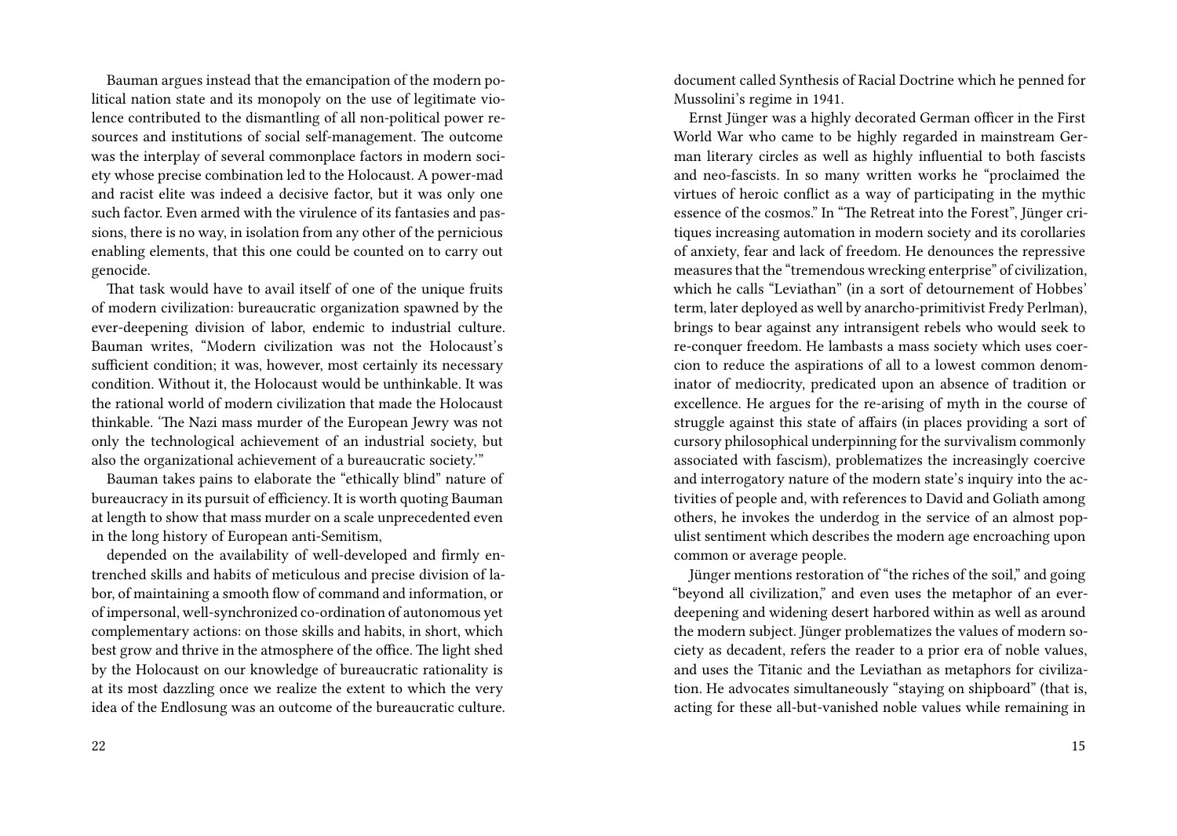Bauman argues instead that the emancipation of the modern political nation state and its monopoly on the use of legitimate violence contributed to the dismantling of all non-political power resources and institutions of social self-management. The outcome was the interplay of several commonplace factors in modern society whose precise combination led to the Holocaust. A power-mad and racist elite was indeed a decisive factor, but it was only one such factor. Even armed with the virulence of its fantasies and passions, there is no way, in isolation from any other of the pernicious enabling elements, that this one could be counted on to carry out genocide.

That task would have to avail itself of one of the unique fruits of modern civilization: bureaucratic organization spawned by the ever-deepening division of labor, endemic to industrial culture. Bauman writes, "Modern civilization was not the Holocaust's sufficient condition; it was, however, most certainly its necessary condition. Without it, the Holocaust would be unthinkable. It was the rational world of modern civilization that made the Holocaust thinkable. 'The Nazi mass murder of the European Jewry was not only the technological achievement of an industrial society, but also the organizational achievement of a bureaucratic society.'"

Bauman takes pains to elaborate the "ethically blind" nature of bureaucracy in its pursuit of efficiency. It is worth quoting Bauman at length to show that mass murder on a scale unprecedented even in the long history of European anti-Semitism,

depended on the availability of well-developed and firmly entrenched skills and habits of meticulous and precise division of labor, of maintaining a smooth flow of command and information, or of impersonal, well-synchronized co-ordination of autonomous yet complementary actions: on those skills and habits, in short, which best grow and thrive in the atmosphere of the office. The light shed by the Holocaust on our knowledge of bureaucratic rationality is at its most dazzling once we realize the extent to which the very idea of the Endlosung was an outcome of the bureaucratic culture.

document called Synthesis of Racial Doctrine which he penned for Mussolini's regime in 1941.

Ernst Jünger was a highly decorated German officer in the First World War who came to be highly regarded in mainstream German literary circles as well as highly influential to both fascists and neo-fascists. In so many written works he "proclaimed the virtues of heroic conflict as a way of participating in the mythic essence of the cosmos." In "The Retreat into the Forest", Jünger critiques increasing automation in modern society and its corollaries of anxiety, fear and lack of freedom. He denounces the repressive measures that the "tremendous wrecking enterprise" of civilization, which he calls "Leviathan" (in a sort of detournement of Hobbes' term, later deployed as well by anarcho-primitivist Fredy Perlman), brings to bear against any intransigent rebels who would seek to re-conquer freedom. He lambasts a mass society which uses coercion to reduce the aspirations of all to a lowest common denominator of mediocrity, predicated upon an absence of tradition or excellence. He argues for the re-arising of myth in the course of struggle against this state of affairs (in places providing a sort of cursory philosophical underpinning for the survivalism commonly associated with fascism), problematizes the increasingly coercive and interrogatory nature of the modern state's inquiry into the activities of people and, with references to David and Goliath among others, he invokes the underdog in the service of an almost populist sentiment which describes the modern age encroaching upon common or average people.

Jünger mentions restoration of "the riches of the soil," and going "beyond all civilization," and even uses the metaphor of an ever-deepening and widening desert harbored within as well as around the modern subject. Jünger problematizes the values of modern society as decadent, refers the reader to a prior era of noble values, and uses the Titanic and the Leviathan as metaphors for civilization. He advocates simultaneously "staying on shipboard" (that is, acting for these all-but-vanished noble values while remaining in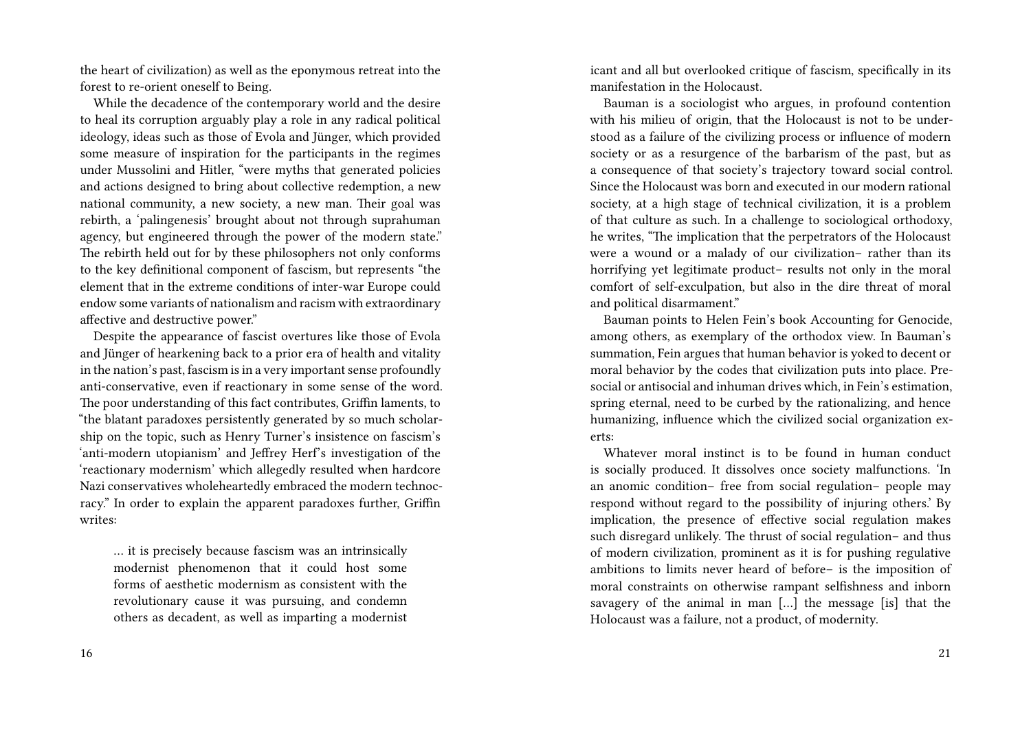the heart of civilization) as well as the eponymous retreat into the forest to re-orient oneself to Being.

While the decadence of the contemporary world and the desire to heal its corruption arguably play a role in any radical political ideology, ideas such as those of Evola and Jünger, which provided some measure of inspiration for the participants in the regimes under Mussolini and Hitler, "were myths that generated policies and actions designed to bring about collective redemption, a new national community, a new society, a new man. Their goal was rebirth, a 'palingenesis' brought about not through suprahuman agency, but engineered through the power of the modern state." The rebirth held out for by these philosophers not only conforms to the key definitional component of fascism, but represents "the element that in the extreme conditions of inter-war Europe could endow some variants of nationalism and racism with extraordinary affective and destructive power."

Despite the appearance of fascist overtures like those of Evola and Jünger of hearkening back to a prior era of health and vitality in the nation's past, fascism is in a very important sense profoundly anti-conservative, even if reactionary in some sense of the word. The poor understanding of this fact contributes, Griffin laments, to "the blatant paradoxes persistently generated by so much scholarship on the topic, such as Henry Turner's insistence on fascism's 'anti-modern utopianism' and Jeffrey Herf's investigation of the 'reactionary modernism' which allegedly resulted when hardcore Nazi conservatives wholeheartedly embraced the modern technocracy." In order to explain the apparent paradoxes further, Griffin writes:

> … it is precisely because fascism was an intrinsically modernist phenomenon that it could host some forms of aesthetic modernism as consistent with the revolutionary cause it was pursuing, and condemn others as decadent, as well as imparting a modernist

icant and all but overlooked critique of fascism, specifically in its manifestation in the Holocaust.

Bauman is a sociologist who argues, in profound contention with his milieu of origin, that the Holocaust is not to be understood as a failure of the civilizing process or influence of modern society or as a resurgence of the barbarism of the past, but as a consequence of that society's trajectory toward social control. Since the Holocaust was born and executed in our modern rational society, at a high stage of technical civilization, it is a problem of that culture as such. In a challenge to sociological orthodoxy, he writes, "The implication that the perpetrators of the Holocaust were a wound or a malady of our civilization– rather than its horrifying yet legitimate product– results not only in the moral comfort of self-exculpation, but also in the dire threat of moral and political disarmament."

Bauman points to Helen Fein's book Accounting for Genocide, among others, as exemplary of the orthodox view. In Bauman's summation, Fein argues that human behavior is yoked to decent or moral behavior by the codes that civilization puts into place. Presocial or antisocial and inhuman drives which, in Fein's estimation, spring eternal, need to be curbed by the rationalizing, and hence humanizing, influence which the civilized social organization exerts:

> Whatever moral instinct is to be found in human conduct is socially produced. It dissolves once society malfunctions. 'In an anomic condition– free from social regulation– people may respond without regard to the possibility of injuring others.' By implication, the presence of effective social regulation makes such disregard unlikely. The thrust of social regulation– and thus of modern civilization, prominent as it is for pushing regulative ambitions to limits never heard of before– is the imposition of moral constraints on otherwise rampant selfishness and inborn savagery of the animal in man […] the message [is] that the Holocaust was a failure, not a product, of modernity.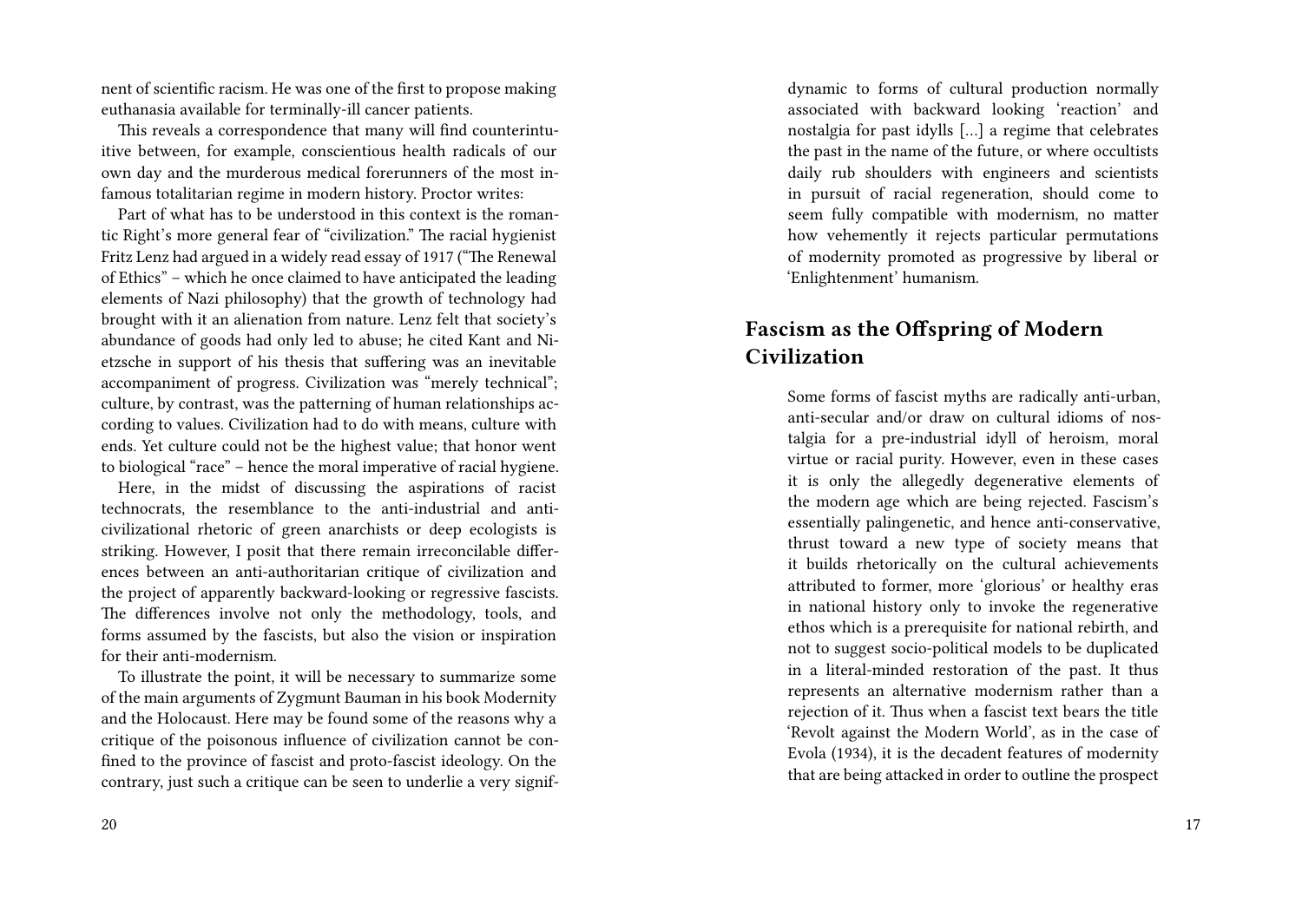nent of scientific racism. He was one of the first to propose making euthanasia available for terminally-ill cancer patients.

This reveals a correspondence that many will find counterintuitive between, for example, conscientious health radicals of our own day and the murderous medical forerunners of the most infamous totalitarian regime in modern history. Proctor writes:

Part of what has to be understood in this context is the romantic Right's more general fear of "civilization." The racial hygienist Fritz Lenz had argued in a widely read essay of 1917 ("The Renewal of Ethics" – which he once claimed to have anticipated the leading elements of Nazi philosophy) that the growth of technology had brought with it an alienation from nature. Lenz felt that society's abundance of goods had only led to abuse; he cited Kant and Nietzsche in support of his thesis that suffering was an inevitable accompaniment of progress. Civilization was "merely technical"; culture, by contrast, was the patterning of human relationships according to values. Civilization had to do with means, culture with ends. Yet culture could not be the highest value; that honor went to biological "race" – hence the moral imperative of racial hygiene.

Here, in the midst of discussing the aspirations of racist technocrats, the resemblance to the anti-industrial and anti-civilizational rhetoric of green anarchists or deep ecologists is striking. However, I posit that there remain irreconcilable differences between an anti-authoritarian critique of civilization and the project of apparently backward-looking or regressive fascists. The differences involve not only the methodology, tools, and forms assumed by the fascists, but also the vision or inspiration for their anti-modernism.

To illustrate the point, it will be necessary to summarize some of the main arguments of Zygmunt Bauman in his book Modernity and the Holocaust. Here may be found some of the reasons why a critique of the poisonous influence of civilization cannot be confined to the province of fascist and proto-fascist ideology. On the contrary, just such a critique can be seen to underlie a very signif-

> dynamic to forms of cultural production normally associated with backward looking 'reaction' and nostalgia for past idylls […] a regime that celebrates the past in the name of the future, or where occultists daily rub shoulders with engineers and scientists in pursuit of racial regeneration, should come to seem fully compatible with modernism, no matter how vehemently it rejects particular permutations of modernity promoted as progressive by liberal or 'Enlightenment' humanism.

## Fascism as the Offspring of Modern Civilization

> Some forms of fascist myths are radically anti-urban, anti-secular and/or draw on cultural idioms of nostalgia for a pre-industrial idyll of heroism, moral virtue or racial purity. However, even in these cases it is only the allegedly degenerative elements of the modern age which are being rejected. Fascism's essentially palingenetic, and hence anti-conservative, thrust toward a new type of society means that it builds rhetorically on the cultural achievements attributed to former, more 'glorious' or healthy eras in national history only to invoke the regenerative ethos which is a prerequisite for national rebirth, and not to suggest socio-political models to be duplicated in a literal-minded restoration of the past. It thus represents an alternative modernism rather than a rejection of it. Thus when a fascist text bears the title 'Revolt against the Modern World', as in the case of Evola (1934), it is the decadent features of modernity that are being attacked in order to outline the prospect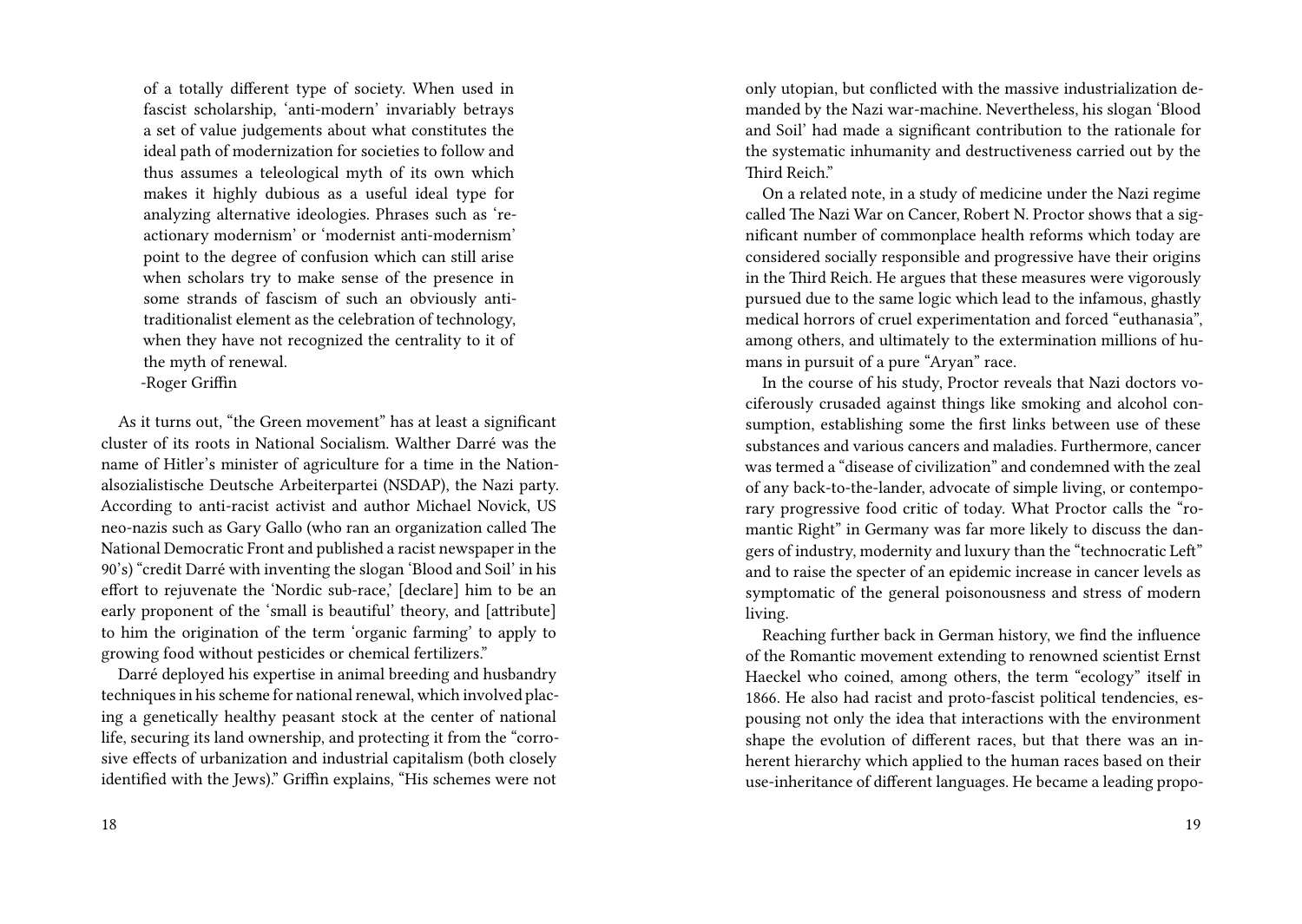> of a totally different type of society. When used in fascist scholarship, 'anti-modern' invariably betrays a set of value judgements about what constitutes the ideal path of modernization for societies to follow and thus assumes a teleological myth of its own which makes it highly dubious as a useful ideal type for analyzing alternative ideologies. Phrases such as 'reactionary modernism' or 'modernist anti-modernism' point to the degree of confusion which can still arise when scholars try to make sense of the presence in some strands of fascism of such an obviously anti-traditionalist element as the celebration of technology, when they have not recognized the centrality to it of the myth of renewal.
>
> -Roger Griffin

As it turns out, "the Green movement" has at least a significant cluster of its roots in National Socialism. Walther Darré was the name of Hitler's minister of agriculture for a time in the Nationalsozialistische Deutsche Arbeiterpartei (NSDAP), the Nazi party. According to anti-racist activist and author Michael Novick, US neo-nazis such as Gary Gallo (who ran an organization called The National Democratic Front and published a racist newspaper in the 90's) "credit Darré with inventing the slogan 'Blood and Soil' in his effort to rejuvenate the 'Nordic sub-race,' [declare] him to be an early proponent of the 'small is beautiful' theory, and [attribute] to him the origination of the term 'organic farming' to apply to growing food without pesticides or chemical fertilizers."

Darré deployed his expertise in animal breeding and husbandry techniques in his scheme for national renewal, which involved placing a genetically healthy peasant stock at the center of national life, securing its land ownership, and protecting it from the "corrosive effects of urbanization and industrial capitalism (both closely identified with the Jews)." Griffin explains, "His schemes were not only utopian, but conflicted with the massive industrialization demanded by the Nazi war-machine. Nevertheless, his slogan 'Blood and Soil' had made a significant contribution to the rationale for the systematic inhumanity and destructiveness carried out by the Third Reich."

On a related note, in a study of medicine under the Nazi regime called The Nazi War on Cancer, Robert N. Proctor shows that a significant number of commonplace health reforms which today are considered socially responsible and progressive have their origins in the Third Reich. He argues that these measures were vigorously pursued due to the same logic which lead to the infamous, ghastly medical horrors of cruel experimentation and forced "euthanasia", among others, and ultimately to the extermination millions of humans in pursuit of a pure "Aryan" race.

In the course of his study, Proctor reveals that Nazi doctors vociferously crusaded against things like smoking and alcohol consumption, establishing some the first links between use of these substances and various cancers and maladies. Furthermore, cancer was termed a "disease of civilization" and condemned with the zeal of any back-to-the-lander, advocate of simple living, or contemporary progressive food critic of today. What Proctor calls the "romantic Right" in Germany was far more likely to discuss the dangers of industry, modernity and luxury than the "technocratic Left" and to raise the specter of an epidemic increase in cancer levels as symptomatic of the general poisonousness and stress of modern living.

Reaching further back in German history, we find the influence of the Romantic movement extending to renowned scientist Ernst Haeckel who coined, among others, the term "ecology" itself in 1866. He also had racist and proto-fascist political tendencies, espousing not only the idea that interactions with the environment shape the evolution of different races, but that there was an inherent hierarchy which applied to the human races based on their use-inheritance of different languages. He became a leading propo-